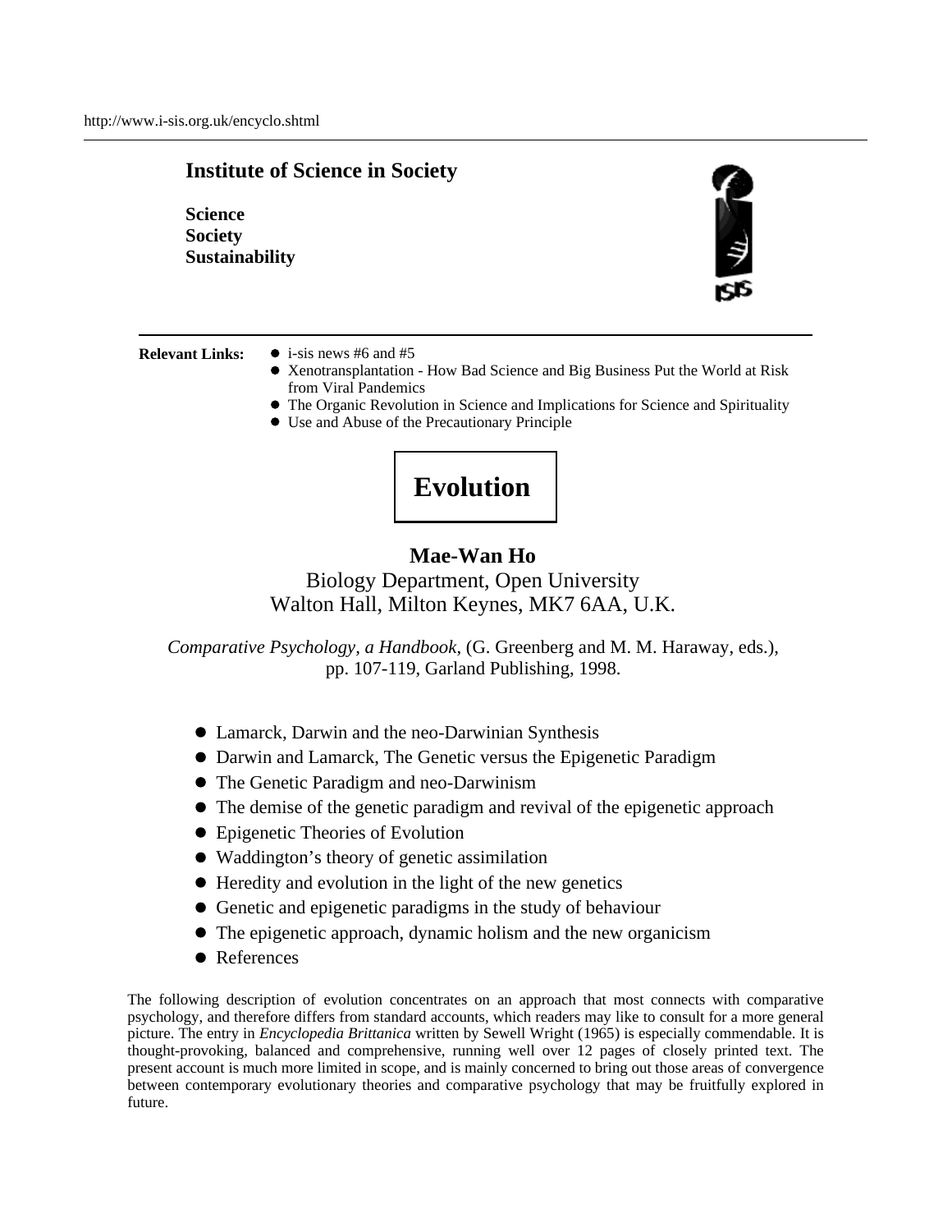http://www.i-sis.org.uk/encyclo.shtml

**Institute of Science in Society**

**Science**
**Society**
**Sustainability**

**Relevant Links:**

- i-sis news #6 and #5
- Xenotransplantation - How Bad Science and Big Business Put the World at Risk from Viral Pandemics
- The Organic Revolution in Science and Implications for Science and Spirituality
- Use and Abuse of the Precautionary Principle

# Evolution

**Mae-Wan Ho**
Biology Department, Open University
Walton Hall, Milton Keynes, MK7 6AA, U.K.

*Comparative Psychology, a Handbook*, (G. Greenberg and M. M. Haraway, eds.), pp. 107-119, Garland Publishing, 1998.

- Lamarck, Darwin and the neo-Darwinian Synthesis
- Darwin and Lamarck, The Genetic versus the Epigenetic Paradigm
- The Genetic Paradigm and neo-Darwinism
- The demise of the genetic paradigm and revival of the epigenetic approach
- Epigenetic Theories of Evolution
- Waddington's theory of genetic assimilation
- Heredity and evolution in the light of the new genetics
- Genetic and epigenetic paradigms in the study of behaviour
- The epigenetic approach, dynamic holism and the new organicism
- References

The following description of evolution concentrates on an approach that most connects with comparative psychology, and therefore differs from standard accounts, which readers may like to consult for a more general picture. The entry in *Encyclopedia Brittanica* written by Sewell Wright (1965) is especially commendable. It is thought-provoking, balanced and comprehensive, running well over 12 pages of closely printed text. The present account is much more limited in scope, and is mainly concerned to bring out those areas of convergence between contemporary evolutionary theories and comparative psychology that may be fruitfully explored in future.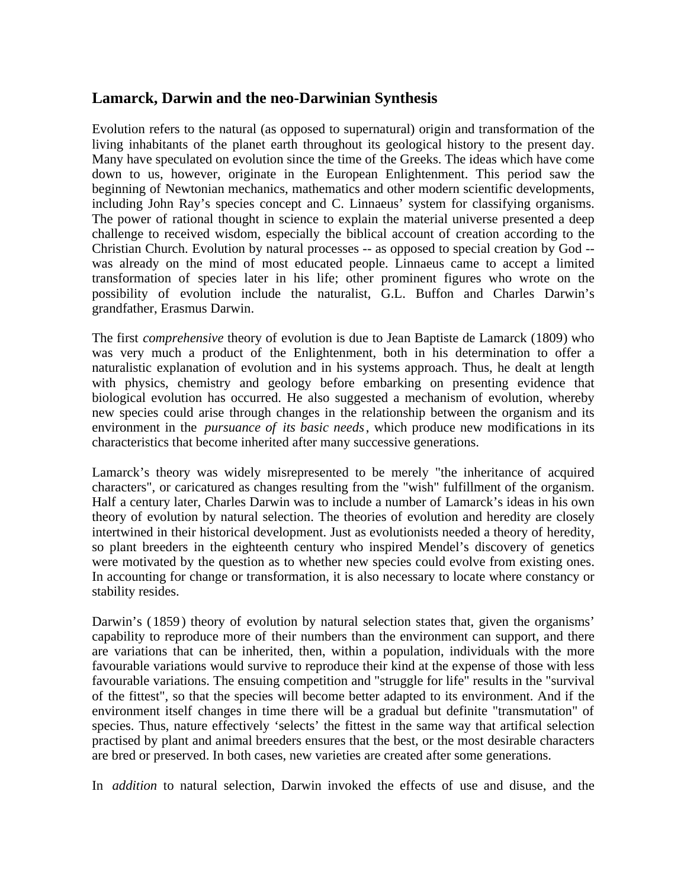## Lamarck, Darwin and the neo-Darwinian Synthesis

Evolution refers to the natural (as opposed to supernatural) origin and transformation of the living inhabitants of the planet earth throughout its geological history to the present day. Many have speculated on evolution since the time of the Greeks. The ideas which have come down to us, however, originate in the European Enlightenment. This period saw the beginning of Newtonian mechanics, mathematics and other modern scientific developments, including John Ray's species concept and C. Linnaeus' system for classifying organisms. The power of rational thought in science to explain the material universe presented a deep challenge to received wisdom, especially the biblical account of creation according to the Christian Church. Evolution by natural processes -- as opposed to special creation by God -- was already on the mind of most educated people. Linnaeus came to accept a limited transformation of species later in his life; other prominent figures who wrote on the possibility of evolution include the naturalist, G.L. Buffon and Charles Darwin's grandfather, Erasmus Darwin.

The first *comprehensive* theory of evolution is due to Jean Baptiste de Lamarck (1809) who was very much a product of the Enlightenment, both in his determination to offer a naturalistic explanation of evolution and in his systems approach. Thus, he dealt at length with physics, chemistry and geology before embarking on presenting evidence that biological evolution has occurred. He also suggested a mechanism of evolution, whereby new species could arise through changes in the relationship between the organism and its environment in the *pursuance of its basic needs*, which produce new modifications in its characteristics that become inherited after many successive generations.

Lamarck's theory was widely misrepresented to be merely "the inheritance of acquired characters", or caricatured as changes resulting from the "wish" fulfillment of the organism. Half a century later, Charles Darwin was to include a number of Lamarck's ideas in his own theory of evolution by natural selection. The theories of evolution and heredity are closely intertwined in their historical development. Just as evolutionists needed a theory of heredity, so plant breeders in the eighteenth century who inspired Mendel's discovery of genetics were motivated by the question as to whether new species could evolve from existing ones. In accounting for change or transformation, it is also necessary to locate where constancy or stability resides.

Darwin's (1859) theory of evolution by natural selection states that, given the organisms' capability to reproduce more of their numbers than the environment can support, and there are variations that can be inherited, then, within a population, individuals with the more favourable variations would survive to reproduce their kind at the expense of those with less favourable variations. The ensuing competition and "struggle for life" results in the "survival of the fittest", so that the species will become better adapted to its environment. And if the environment itself changes in time there will be a gradual but definite "transmutation" of species. Thus, nature effectively 'selects' the fittest in the same way that artifical selection practised by plant and animal breeders ensures that the best, or the most desirable characters are bred or preserved. In both cases, new varieties are created after some generations.

In *addition* to natural selection, Darwin invoked the effects of use and disuse, and the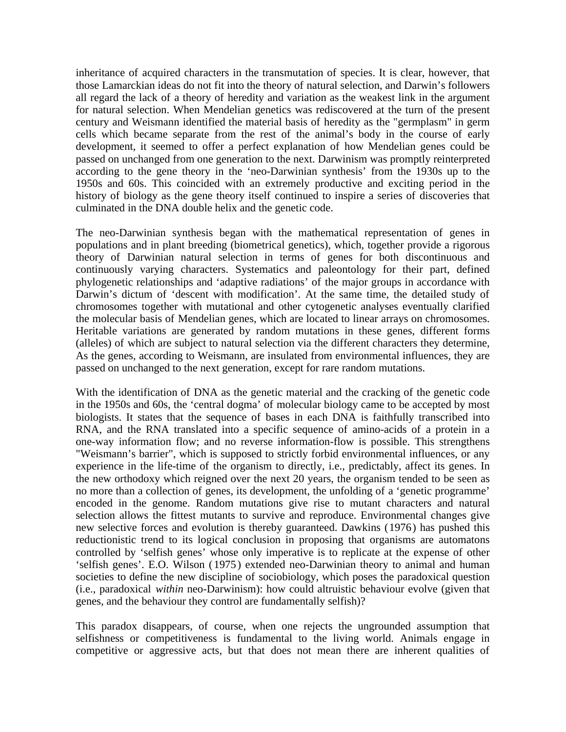inheritance of acquired characters in the transmutation of species. It is clear, however, that those Lamarckian ideas do not fit into the theory of natural selection, and Darwin's followers all regard the lack of a theory of heredity and variation as the weakest link in the argument for natural selection. When Mendelian genetics was rediscovered at the turn of the present century and Weismann identified the material basis of heredity as the "germplasm" in germ cells which became separate from the rest of the animal's body in the course of early development, it seemed to offer a perfect explanation of how Mendelian genes could be passed on unchanged from one generation to the next. Darwinism was promptly reinterpreted according to the gene theory in the 'neo-Darwinian synthesis' from the 1930s up to the 1950s and 60s. This coincided with an extremely productive and exciting period in the history of biology as the gene theory itself continued to inspire a series of discoveries that culminated in the DNA double helix and the genetic code.

The neo-Darwinian synthesis began with the mathematical representation of genes in populations and in plant breeding (biometrical genetics), which, together provide a rigorous theory of Darwinian natural selection in terms of genes for both discontinuous and continuously varying characters. Systematics and paleontology for their part, defined phylogenetic relationships and 'adaptive radiations' of the major groups in accordance with Darwin's dictum of 'descent with modification'. At the same time, the detailed study of chromosomes together with mutational and other cytogenetic analyses eventually clarified the molecular basis of Mendelian genes, which are located to linear arrays on chromosomes. Heritable variations are generated by random mutations in these genes, different forms (alleles) of which are subject to natural selection via the different characters they determine, As the genes, according to Weismann, are insulated from environmental influences, they are passed on unchanged to the next generation, except for rare random mutations.

With the identification of DNA as the genetic material and the cracking of the genetic code in the 1950s and 60s, the 'central dogma' of molecular biology came to be accepted by most biologists. It states that the sequence of bases in each DNA is faithfully transcribed into RNA, and the RNA translated into a specific sequence of amino-acids of a protein in a one-way information flow; and no reverse information-flow is possible. This strengthens "Weismann's barrier", which is supposed to strictly forbid environmental influences, or any experience in the life-time of the organism to directly, i.e., predictably, affect its genes. In the new orthodoxy which reigned over the next 20 years, the organism tended to be seen as no more than a collection of genes, its development, the unfolding of a 'genetic programme' encoded in the genome. Random mutations give rise to mutant characters and natural selection allows the fittest mutants to survive and reproduce. Environmental changes give new selective forces and evolution is thereby guaranteed. Dawkins (1976) has pushed this reductionistic trend to its logical conclusion in proposing that organisms are automatons controlled by 'selfish genes' whose only imperative is to replicate at the expense of other 'selfish genes'. E.O. Wilson (1975) extended neo-Darwinian theory to animal and human societies to define the new discipline of sociobiology, which poses the paradoxical question (i.e., paradoxical *within* neo-Darwinism): how could altruistic behaviour evolve (given that genes, and the behaviour they control are fundamentally selfish)?

This paradox disappears, of course, when one rejects the ungrounded assumption that selfishness or competitiveness is fundamental to the living world. Animals engage in competitive or aggressive acts, but that does not mean there are inherent qualities of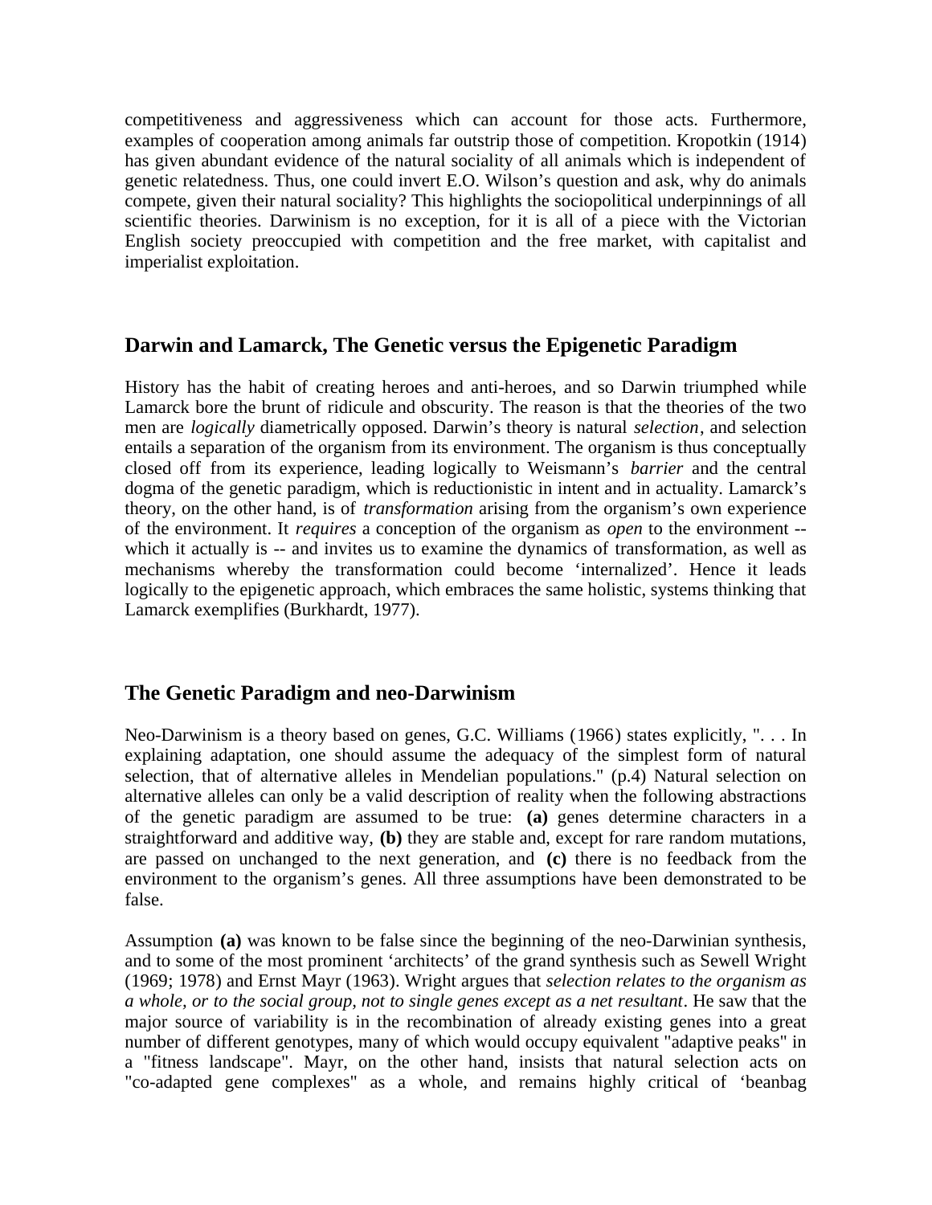competitiveness and aggressiveness which can account for those acts. Furthermore, examples of cooperation among animals far outstrip those of competition. Kropotkin (1914) has given abundant evidence of the natural sociality of all animals which is independent of genetic relatedness. Thus, one could invert E.O. Wilson's question and ask, why do animals compete, given their natural sociality? This highlights the sociopolitical underpinnings of all scientific theories. Darwinism is no exception, for it is all of a piece with the Victorian English society preoccupied with competition and the free market, with capitalist and imperialist exploitation.

## Darwin and Lamarck, The Genetic versus the Epigenetic Paradigm

History has the habit of creating heroes and anti-heroes, and so Darwin triumphed while Lamarck bore the brunt of ridicule and obscurity. The reason is that the theories of the two men are *logically* diametrically opposed. Darwin's theory is natural *selection*, and selection entails a separation of the organism from its environment. The organism is thus conceptually closed off from its experience, leading logically to Weismann's *barrier* and the central dogma of the genetic paradigm, which is reductionistic in intent and in actuality. Lamarck's theory, on the other hand, is of *transformation* arising from the organism's own experience of the environment. It *requires* a conception of the organism as *open* to the environment -- which it actually is -- and invites us to examine the dynamics of transformation, as well as mechanisms whereby the transformation could become 'internalized'. Hence it leads logically to the epigenetic approach, which embraces the same holistic, systems thinking that Lamarck exemplifies (Burkhardt, 1977).

## The Genetic Paradigm and neo-Darwinism

Neo-Darwinism is a theory based on genes, G.C. Williams (1966) states explicitly, ". . . In explaining adaptation, one should assume the adequacy of the simplest form of natural selection, that of alternative alleles in Mendelian populations." (p.4) Natural selection on alternative alleles can only be a valid description of reality when the following abstractions of the genetic paradigm are assumed to be true: **(a)** genes determine characters in a straightforward and additive way, **(b)** they are stable and, except for rare random mutations, are passed on unchanged to the next generation, and **(c)** there is no feedback from the environment to the organism's genes. All three assumptions have been demonstrated to be false.

Assumption **(a)** was known to be false since the beginning of the neo-Darwinian synthesis, and to some of the most prominent 'architects' of the grand synthesis such as Sewell Wright (1969; 1978) and Ernst Mayr (1963). Wright argues that *selection relates to the organism as a whole, or to the social group, not to single genes except as a net resultant*. He saw that the major source of variability is in the recombination of already existing genes into a great number of different genotypes, many of which would occupy equivalent "adaptive peaks" in a "fitness landscape". Mayr, on the other hand, insists that natural selection acts on "co-adapted gene complexes" as a whole, and remains highly critical of 'beanbag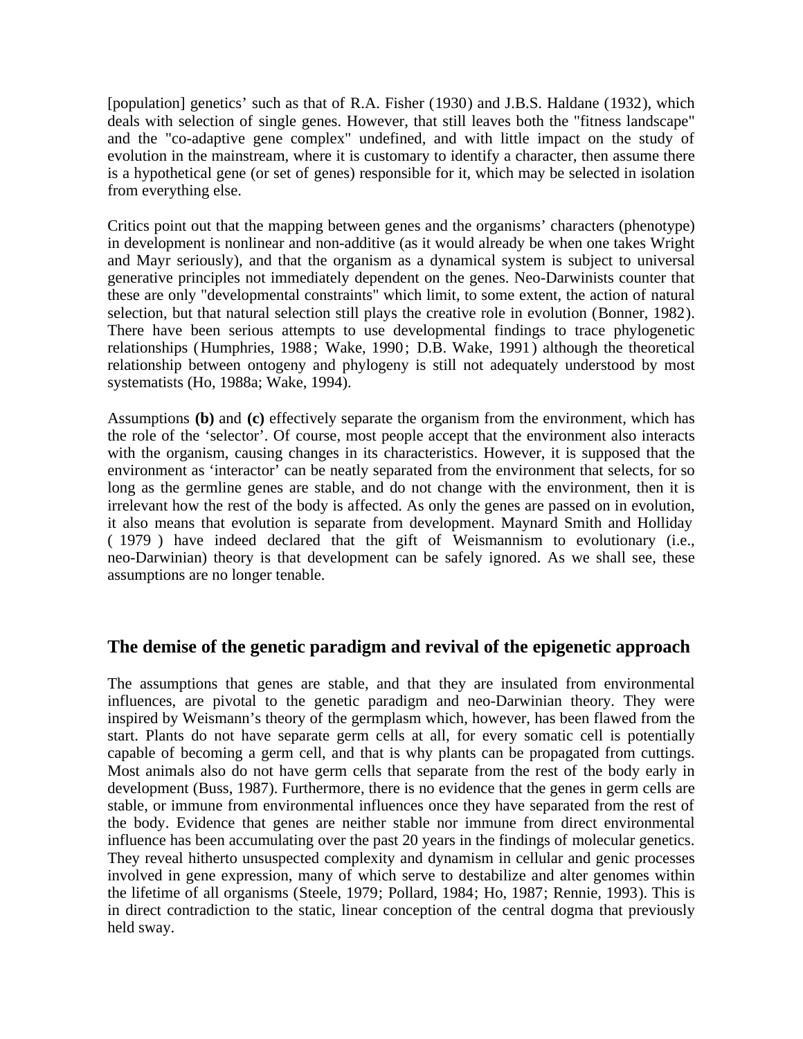[population] genetics' such as that of R.A. Fisher (1930) and J.B.S. Haldane (1932), which deals with selection of single genes. However, that still leaves both the "fitness landscape" and the "co-adaptive gene complex" undefined, and with little impact on the study of evolution in the mainstream, where it is customary to identify a character, then assume there is a hypothetical gene (or set of genes) responsible for it, which may be selected in isolation from everything else.

Critics point out that the mapping between genes and the organisms' characters (phenotype) in development is nonlinear and non-additive (as it would already be when one takes Wright and Mayr seriously), and that the organism as a dynamical system is subject to universal generative principles not immediately dependent on the genes. Neo-Darwinists counter that these are only "developmental constraints" which limit, to some extent, the action of natural selection, but that natural selection still plays the creative role in evolution (Bonner, 1982). There have been serious attempts to use developmental findings to trace phylogenetic relationships (Humphries, 1988; Wake, 1990; D.B. Wake, 1991) although the theoretical relationship between ontogeny and phylogeny is still not adequately understood by most systematists (Ho, 1988a; Wake, 1994).

Assumptions **(b)** and **(c)** effectively separate the organism from the environment, which has the role of the 'selector'. Of course, most people accept that the environment also interacts with the organism, causing changes in its characteristics. However, it is supposed that the environment as 'interactor' can be neatly separated from the environment that selects, for so long as the germline genes are stable, and do not change with the environment, then it is irrelevant how the rest of the body is affected. As only the genes are passed on in evolution, it also means that evolution is separate from development. Maynard Smith and Holliday ( 1979 ) have indeed declared that the gift of Weismannism to evolutionary (i.e., neo-Darwinian) theory is that development can be safely ignored. As we shall see, these assumptions are no longer tenable.

## The demise of the genetic paradigm and revival of the epigenetic approach

The assumptions that genes are stable, and that they are insulated from environmental influences, are pivotal to the genetic paradigm and neo-Darwinian theory. They were inspired by Weismann's theory of the germplasm which, however, has been flawed from the start. Plants do not have separate germ cells at all, for every somatic cell is potentially capable of becoming a germ cell, and that is why plants can be propagated from cuttings. Most animals also do not have germ cells that separate from the rest of the body early in development (Buss, 1987). Furthermore, there is no evidence that the genes in germ cells are stable, or immune from environmental influences once they have separated from the rest of the body. Evidence that genes are neither stable nor immune from direct environmental influence has been accumulating over the past 20 years in the findings of molecular genetics. They reveal hitherto unsuspected complexity and dynamism in cellular and genic processes involved in gene expression, many of which serve to destabilize and alter genomes within the lifetime of all organisms (Steele, 1979; Pollard, 1984; Ho, 1987; Rennie, 1993). This is in direct contradiction to the static, linear conception of the central dogma that previously held sway.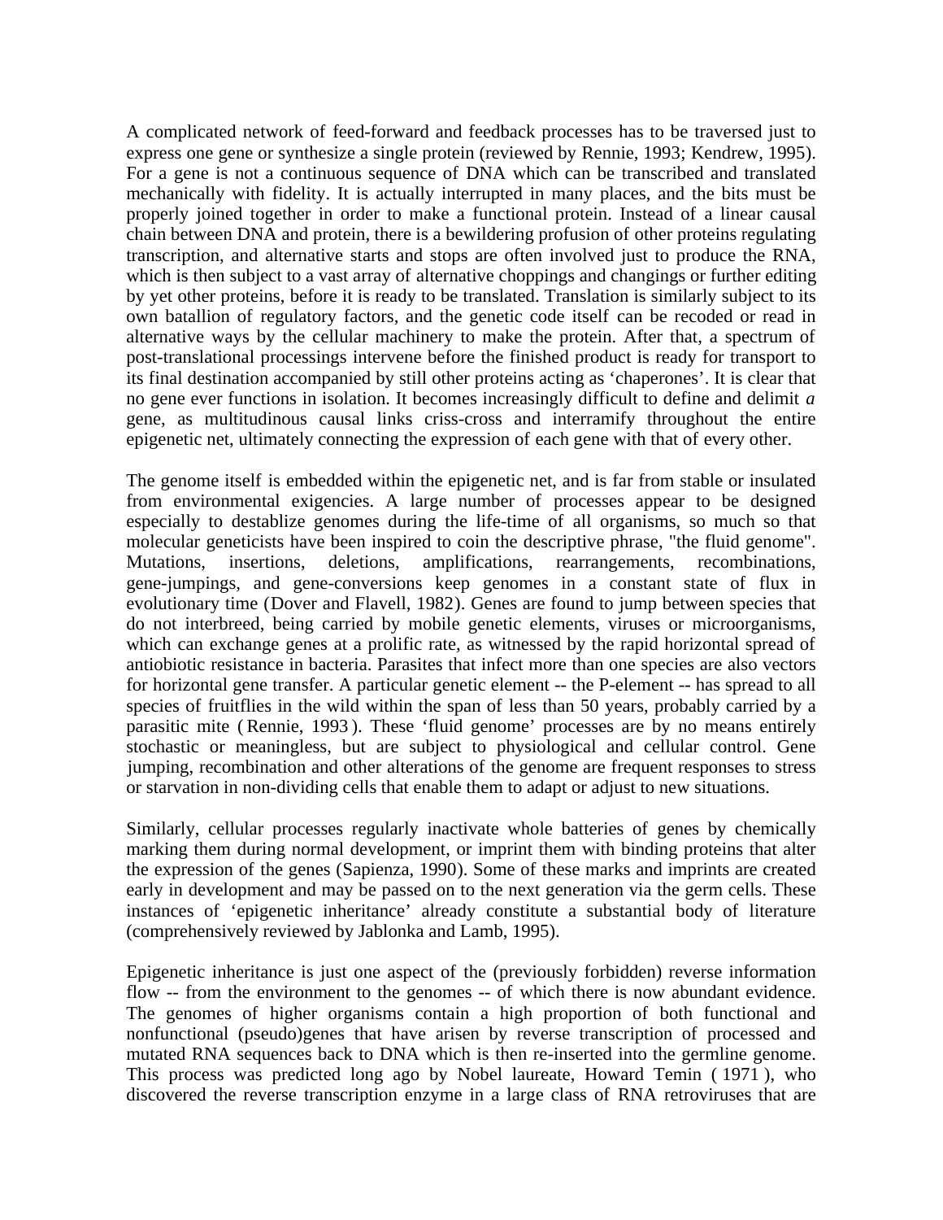A complicated network of feed-forward and feedback processes has to be traversed just to express one gene or synthesize a single protein (reviewed by Rennie, 1993; Kendrew, 1995). For a gene is not a continuous sequence of DNA which can be transcribed and translated mechanically with fidelity. It is actually interrupted in many places, and the bits must be properly joined together in order to make a functional protein. Instead of a linear causal chain between DNA and protein, there is a bewildering profusion of other proteins regulating transcription, and alternative starts and stops are often involved just to produce the RNA, which is then subject to a vast array of alternative choppings and changings or further editing by yet other proteins, before it is ready to be translated. Translation is similarly subject to its own batallion of regulatory factors, and the genetic code itself can be recoded or read in alternative ways by the cellular machinery to make the protein. After that, a spectrum of post-translational processings intervene before the finished product is ready for transport to its final destination accompanied by still other proteins acting as 'chaperones'. It is clear that no gene ever functions in isolation. It becomes increasingly difficult to define and delimit *a* gene, as multitudinous causal links criss-cross and interramify throughout the entire epigenetic net, ultimately connecting the expression of each gene with that of every other.

The genome itself is embedded within the epigenetic net, and is far from stable or insulated from environmental exigencies. A large number of processes appear to be designed especially to destablize genomes during the life-time of all organisms, so much so that molecular geneticists have been inspired to coin the descriptive phrase, "the fluid genome". Mutations, insertions, deletions, amplifications, rearrangements, recombinations, gene-jumpings, and gene-conversions keep genomes in a constant state of flux in evolutionary time (Dover and Flavell, 1982). Genes are found to jump between species that do not interbreed, being carried by mobile genetic elements, viruses or microorganisms, which can exchange genes at a prolific rate, as witnessed by the rapid horizontal spread of antiobiotic resistance in bacteria. Parasites that infect more than one species are also vectors for horizontal gene transfer. A particular genetic element -- the P-element -- has spread to all species of fruitflies in the wild within the span of less than 50 years, probably carried by a parasitic mite ( Rennie, 1993 ). These 'fluid genome' processes are by no means entirely stochastic or meaningless, but are subject to physiological and cellular control. Gene jumping, recombination and other alterations of the genome are frequent responses to stress or starvation in non-dividing cells that enable them to adapt or adjust to new situations.

Similarly, cellular processes regularly inactivate whole batteries of genes by chemically marking them during normal development, or imprint them with binding proteins that alter the expression of the genes (Sapienza, 1990). Some of these marks and imprints are created early in development and may be passed on to the next generation via the germ cells. These instances of 'epigenetic inheritance' already constitute a substantial body of literature (comprehensively reviewed by Jablonka and Lamb, 1995).

Epigenetic inheritance is just one aspect of the (previously forbidden) reverse information flow -- from the environment to the genomes -- of which there is now abundant evidence. The genomes of higher organisms contain a high proportion of both functional and nonfunctional (pseudo)genes that have arisen by reverse transcription of processed and mutated RNA sequences back to DNA which is then re-inserted into the germline genome. This process was predicted long ago by Nobel laureate, Howard Temin ( 1971 ), who discovered the reverse transcription enzyme in a large class of RNA retroviruses that are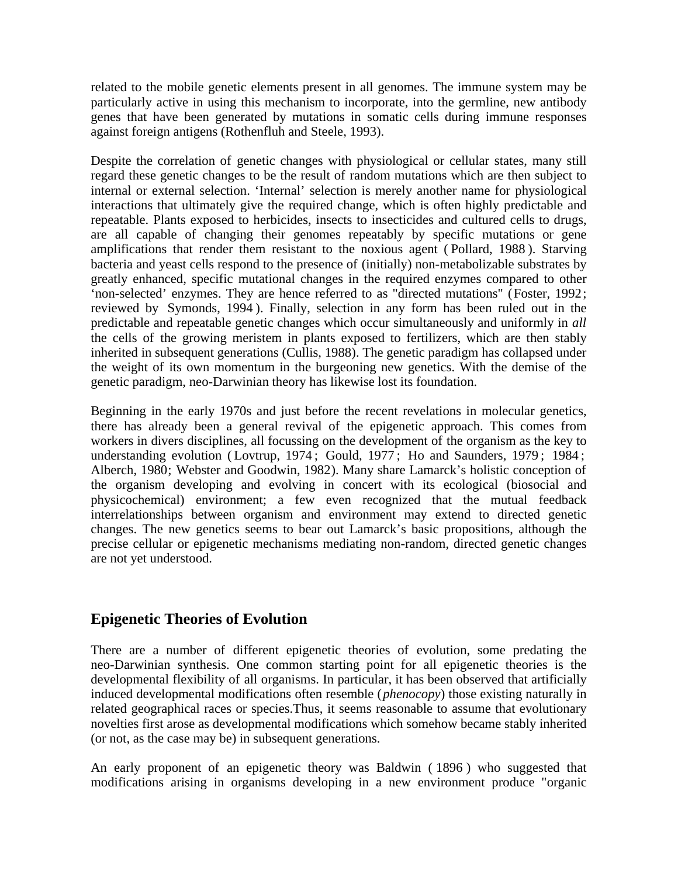related to the mobile genetic elements present in all genomes. The immune system may be particularly active in using this mechanism to incorporate, into the germline, new antibody genes that have been generated by mutations in somatic cells during immune responses against foreign antigens (Rothenfluh and Steele, 1993).

Despite the correlation of genetic changes with physiological or cellular states, many still regard these genetic changes to be the result of random mutations which are then subject to internal or external selection. 'Internal' selection is merely another name for physiological interactions that ultimately give the required change, which is often highly predictable and repeatable. Plants exposed to herbicides, insects to insecticides and cultured cells to drugs, are all capable of changing their genomes repeatably by specific mutations or gene amplifications that render them resistant to the noxious agent ( Pollard, 1988 ). Starving bacteria and yeast cells respond to the presence of (initially) non-metabolizable substrates by greatly enhanced, specific mutational changes in the required enzymes compared to other 'non-selected' enzymes. They are hence referred to as "directed mutations" (Foster, 1992; reviewed by Symonds, 1994 ). Finally, selection in any form has been ruled out in the predictable and repeatable genetic changes which occur simultaneously and uniformly in *all* the cells of the growing meristem in plants exposed to fertilizers, which are then stably inherited in subsequent generations (Cullis, 1988). The genetic paradigm has collapsed under the weight of its own momentum in the burgeoning new genetics. With the demise of the genetic paradigm, neo-Darwinian theory has likewise lost its foundation.

Beginning in the early 1970s and just before the recent revelations in molecular genetics, there has already been a general revival of the epigenetic approach. This comes from workers in divers disciplines, all focussing on the development of the organism as the key to understanding evolution ( Lovtrup, 1974 ; Gould, 1977 ; Ho and Saunders, 1979 ; 1984 ; Alberch, 1980; Webster and Goodwin, 1982). Many share Lamarck's holistic conception of the organism developing and evolving in concert with its ecological (biosocial and physicochemical) environment; a few even recognized that the mutual feedback interrelationships between organism and environment may extend to directed genetic changes. The new genetics seems to bear out Lamarck's basic propositions, although the precise cellular or epigenetic mechanisms mediating non-random, directed genetic changes are not yet understood.

## Epigenetic Theories of Evolution

There are a number of different epigenetic theories of evolution, some predating the neo-Darwinian synthesis. One common starting point for all epigenetic theories is the developmental flexibility of all organisms. In particular, it has been observed that artificially induced developmental modifications often resemble (*phenocopy*) those existing naturally in related geographical races or species.Thus, it seems reasonable to assume that evolutionary novelties first arose as developmental modifications which somehow became stably inherited (or not, as the case may be) in subsequent generations.

An early proponent of an epigenetic theory was Baldwin ( 1896 ) who suggested that modifications arising in organisms developing in a new environment produce "organic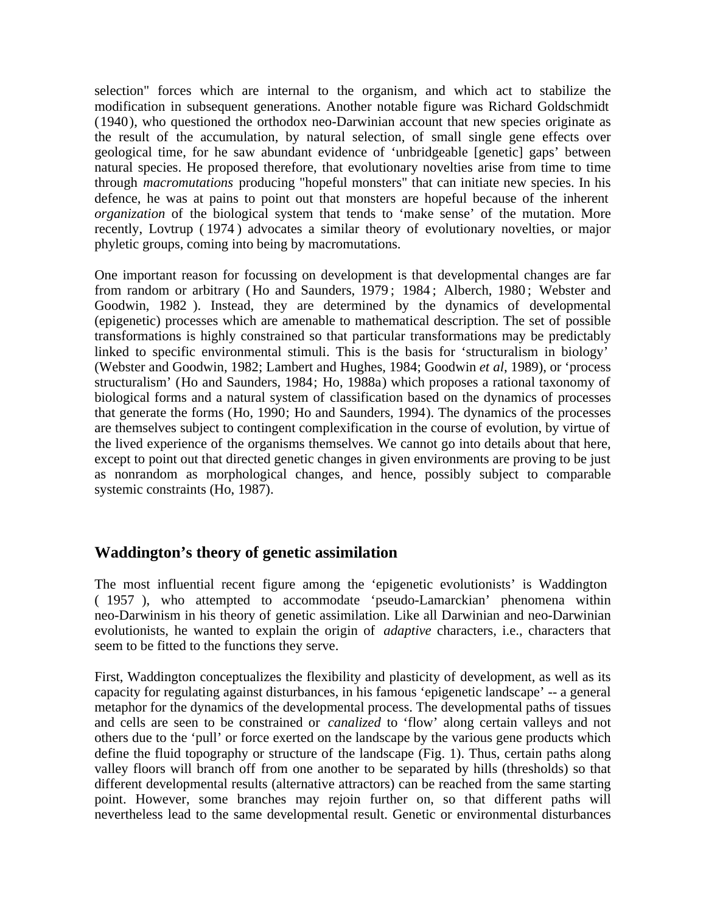selection" forces which are internal to the organism, and which act to stabilize the modification in subsequent generations. Another notable figure was Richard Goldschmidt (1940), who questioned the orthodox neo-Darwinian account that new species originate as the result of the accumulation, by natural selection, of small single gene effects over geological time, for he saw abundant evidence of 'unbridgeable [genetic] gaps' between natural species. He proposed therefore, that evolutionary novelties arise from time to time through *macromutations* producing "hopeful monsters" that can initiate new species. In his defence, he was at pains to point out that monsters are hopeful because of the inherent *organization* of the biological system that tends to 'make sense' of the mutation. More recently, Lovtrup ( 1974 ) advocates a similar theory of evolutionary novelties, or major phyletic groups, coming into being by macromutations.

One important reason for focussing on development is that developmental changes are far from random or arbitrary ( Ho and Saunders, 1979 ; 1984 ; Alberch, 1980 ; Webster and Goodwin, 1982 ). Instead, they are determined by the dynamics of developmental (epigenetic) processes which are amenable to mathematical description. The set of possible transformations is highly constrained so that particular transformations may be predictably linked to specific environmental stimuli. This is the basis for 'structuralism in biology' (Webster and Goodwin, 1982; Lambert and Hughes, 1984; Goodwin *et al*, 1989), or 'process structuralism' (Ho and Saunders, 1984; Ho, 1988a) which proposes a rational taxonomy of biological forms and a natural system of classification based on the dynamics of processes that generate the forms (Ho, 1990; Ho and Saunders, 1994). The dynamics of the processes are themselves subject to contingent complexification in the course of evolution, by virtue of the lived experience of the organisms themselves. We cannot go into details about that here, except to point out that directed genetic changes in given environments are proving to be just as nonrandom as morphological changes, and hence, possibly subject to comparable systemic constraints (Ho, 1987).

## Waddington's theory of genetic assimilation

The most influential recent figure among the 'epigenetic evolutionists' is Waddington ( 1957 ), who attempted to accommodate 'pseudo-Lamarckian' phenomena within neo-Darwinism in his theory of genetic assimilation. Like all Darwinian and neo-Darwinian evolutionists, he wanted to explain the origin of *adaptive* characters, i.e., characters that seem to be fitted to the functions they serve.

First, Waddington conceptualizes the flexibility and plasticity of development, as well as its capacity for regulating against disturbances, in his famous 'epigenetic landscape' -- a general metaphor for the dynamics of the developmental process. The developmental paths of tissues and cells are seen to be constrained or *canalized* to 'flow' along certain valleys and not others due to the 'pull' or force exerted on the landscape by the various gene products which define the fluid topography or structure of the landscape (Fig. 1). Thus, certain paths along valley floors will branch off from one another to be separated by hills (thresholds) so that different developmental results (alternative attractors) can be reached from the same starting point. However, some branches may rejoin further on, so that different paths will nevertheless lead to the same developmental result. Genetic or environmental disturbances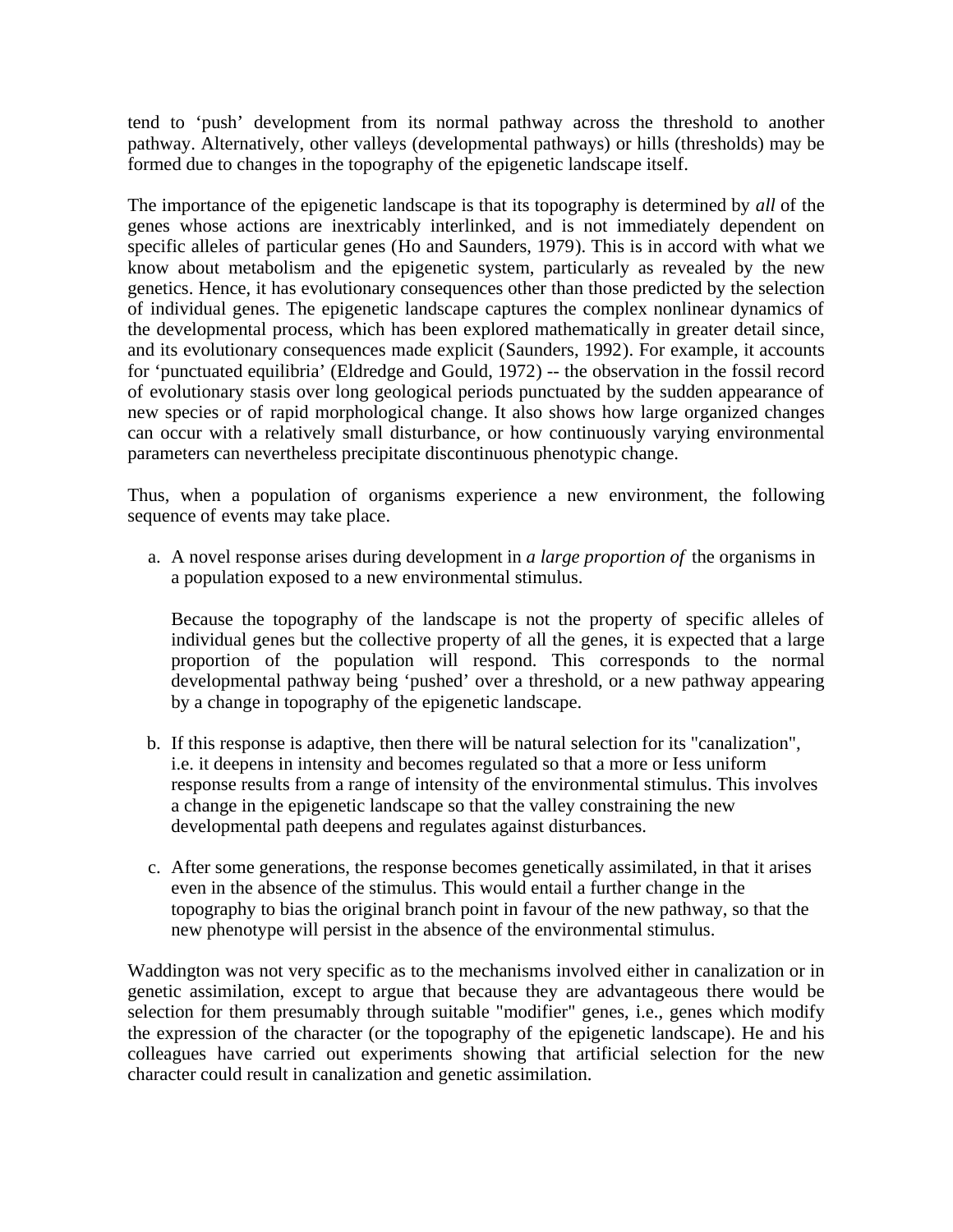tend to 'push' development from its normal pathway across the threshold to another pathway. Alternatively, other valleys (developmental pathways) or hills (thresholds) may be formed due to changes in the topography of the epigenetic landscape itself.

The importance of the epigenetic landscape is that its topography is determined by *all* of the genes whose actions are inextricably interlinked, and is not immediately dependent on specific alleles of particular genes (Ho and Saunders, 1979). This is in accord with what we know about metabolism and the epigenetic system, particularly as revealed by the new genetics. Hence, it has evolutionary consequences other than those predicted by the selection of individual genes. The epigenetic landscape captures the complex nonlinear dynamics of the developmental process, which has been explored mathematically in greater detail since, and its evolutionary consequences made explicit (Saunders, 1992). For example, it accounts for 'punctuated equilibria' (Eldredge and Gould, 1972) -- the observation in the fossil record of evolutionary stasis over long geological periods punctuated by the sudden appearance of new species or of rapid morphological change. It also shows how large organized changes can occur with a relatively small disturbance, or how continuously varying environmental parameters can nevertheless precipitate discontinuous phenotypic change.

Thus, when a population of organisms experience a new environment, the following sequence of events may take place.

a. A novel response arises during development in *a large proportion of* the organisms in a population exposed to a new environmental stimulus.

   Because the topography of the landscape is not the property of specific alleles of individual genes but the collective property of all the genes, it is expected that a large proportion of the population will respond. This corresponds to the normal developmental pathway being 'pushed' over a threshold, or a new pathway appearing by a change in topography of the epigenetic landscape.

b. If this response is adaptive, then there will be natural selection for its "canalization", i.e. it deepens in intensity and becomes regulated so that a more or Iess uniform response results from a range of intensity of the environmental stimulus. This involves a change in the epigenetic landscape so that the valley constraining the new developmental path deepens and regulates against disturbances.

c. After some generations, the response becomes genetically assimilated, in that it arises even in the absence of the stimulus. This would entail a further change in the topography to bias the original branch point in favour of the new pathway, so that the new phenotype will persist in the absence of the environmental stimulus.

Waddington was not very specific as to the mechanisms involved either in canalization or in genetic assimilation, except to argue that because they are advantageous there would be selection for them presumably through suitable "modifier" genes, i.e., genes which modify the expression of the character (or the topography of the epigenetic landscape). He and his colleagues have carried out experiments showing that artificial selection for the new character could result in canalization and genetic assimilation.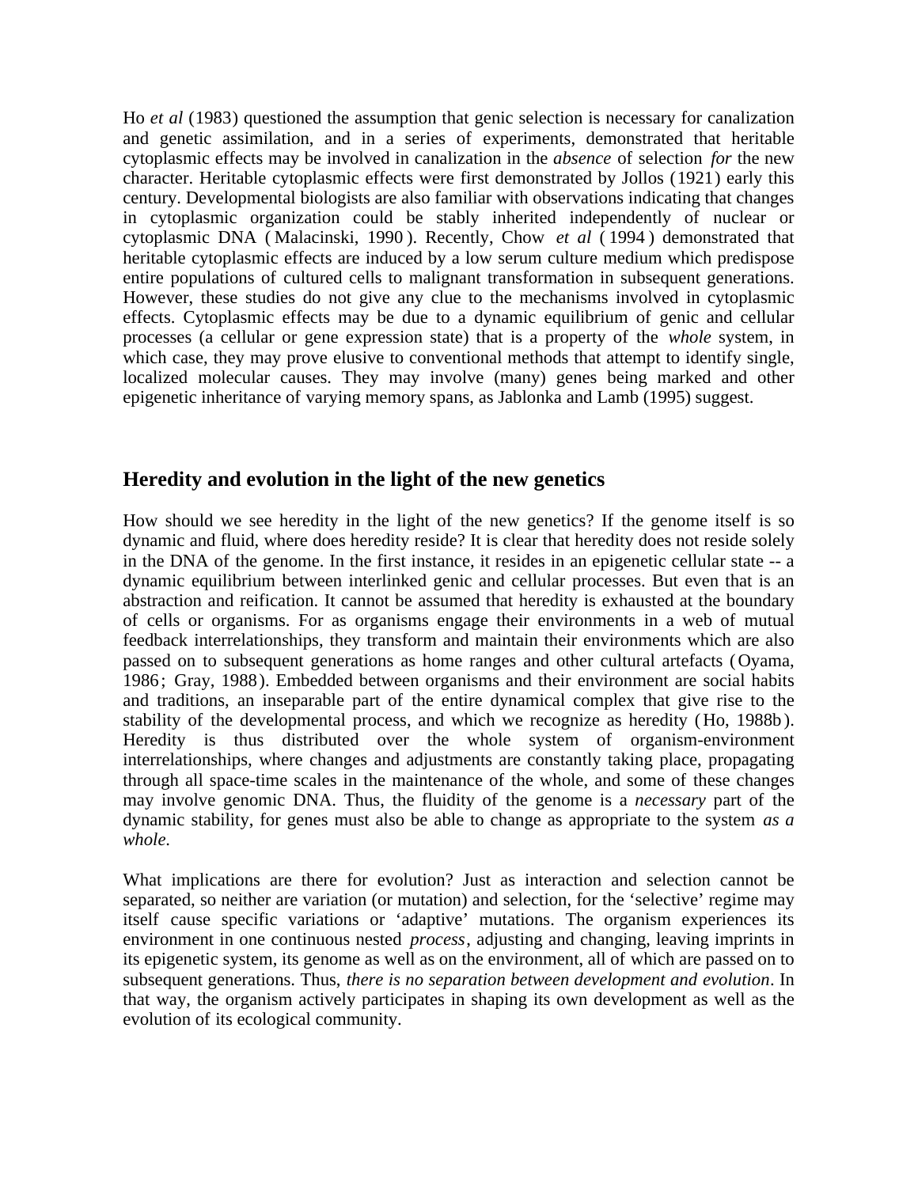Ho *et al* (1983) questioned the assumption that genic selection is necessary for canalization and genetic assimilation, and in a series of experiments, demonstrated that heritable cytoplasmic effects may be involved in canalization in the *absence* of selection *for* the new character. Heritable cytoplasmic effects were first demonstrated by Jollos (1921) early this century. Developmental biologists are also familiar with observations indicating that changes in cytoplasmic organization could be stably inherited independently of nuclear or cytoplasmic DNA (Malacinski, 1990). Recently, Chow *et al* (1994) demonstrated that heritable cytoplasmic effects are induced by a low serum culture medium which predispose entire populations of cultured cells to malignant transformation in subsequent generations. However, these studies do not give any clue to the mechanisms involved in cytoplasmic effects. Cytoplasmic effects may be due to a dynamic equilibrium of genic and cellular processes (a cellular or gene expression state) that is a property of the *whole* system, in which case, they may prove elusive to conventional methods that attempt to identify single, localized molecular causes. They may involve (many) genes being marked and other epigenetic inheritance of varying memory spans, as Jablonka and Lamb (1995) suggest.

## Heredity and evolution in the light of the new genetics

How should we see heredity in the light of the new genetics? If the genome itself is so dynamic and fluid, where does heredity reside? It is clear that heredity does not reside solely in the DNA of the genome. In the first instance, it resides in an epigenetic cellular state -- a dynamic equilibrium between interlinked genic and cellular processes. But even that is an abstraction and reification. It cannot be assumed that heredity is exhausted at the boundary of cells or organisms. For as organisms engage their environments in a web of mutual feedback interrelationships, they transform and maintain their environments which are also passed on to subsequent generations as home ranges and other cultural artefacts (Oyama, 1986; Gray, 1988). Embedded between organisms and their environment are social habits and traditions, an inseparable part of the entire dynamical complex that give rise to the stability of the developmental process, and which we recognize as heredity (Ho, 1988b). Heredity is thus distributed over the whole system of organism-environment interrelationships, where changes and adjustments are constantly taking place, propagating through all space-time scales in the maintenance of the whole, and some of these changes may involve genomic DNA. Thus, the fluidity of the genome is a *necessary* part of the dynamic stability, for genes must also be able to change as appropriate to the system *as a whole*.

What implications are there for evolution? Just as interaction and selection cannot be separated, so neither are variation (or mutation) and selection, for the 'selective' regime may itself cause specific variations or 'adaptive' mutations. The organism experiences its environment in one continuous nested *process*, adjusting and changing, leaving imprints in its epigenetic system, its genome as well as on the environment, all of which are passed on to subsequent generations. Thus, *there is no separation between development and evolution*. In that way, the organism actively participates in shaping its own development as well as the evolution of its ecological community.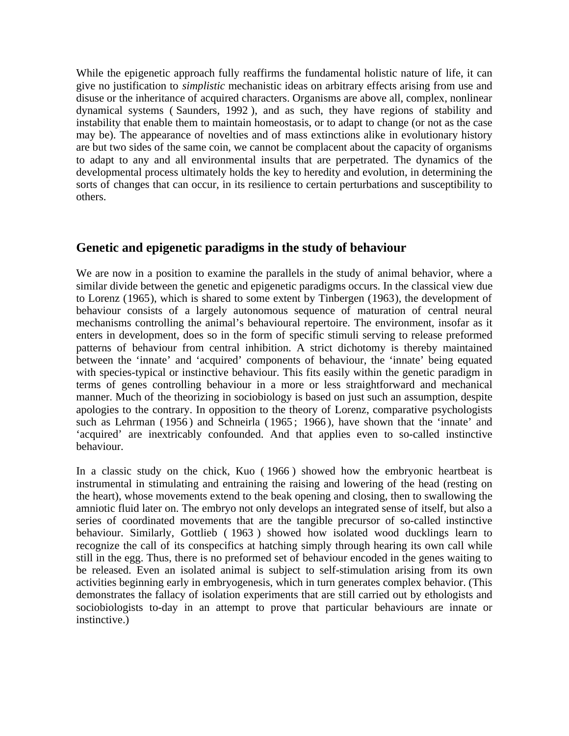While the epigenetic approach fully reaffirms the fundamental holistic nature of life, it can give no justification to *simplistic* mechanistic ideas on arbitrary effects arising from use and disuse or the inheritance of acquired characters. Organisms are above all, complex, nonlinear dynamical systems ( Saunders, 1992 ), and as such, they have regions of stability and instability that enable them to maintain homeostasis, or to adapt to change (or not as the case may be). The appearance of novelties and of mass extinctions alike in evolutionary history are but two sides of the same coin, we cannot be complacent about the capacity of organisms to adapt to any and all environmental insults that are perpetrated. The dynamics of the developmental process ultimately holds the key to heredity and evolution, in determining the sorts of changes that can occur, in its resilience to certain perturbations and susceptibility to others.

## Genetic and epigenetic paradigms in the study of behaviour

We are now in a position to examine the parallels in the study of animal behavior, where a similar divide between the genetic and epigenetic paradigms occurs. In the classical view due to Lorenz (1965), which is shared to some extent by Tinbergen (1963), the development of behaviour consists of a largely autonomous sequence of maturation of central neural mechanisms controlling the animal's behavioural repertoire. The environment, insofar as it enters in development, does so in the form of specific stimuli serving to release preformed patterns of behaviour from central inhibition. A strict dichotomy is thereby maintained between the 'innate' and 'acquired' components of behaviour, the 'innate' being equated with species-typical or instinctive behaviour. This fits easily within the genetic paradigm in terms of genes controlling behaviour in a more or less straightforward and mechanical manner. Much of the theorizing in sociobiology is based on just such an assumption, despite apologies to the contrary. In opposition to the theory of Lorenz, comparative psychologists such as Lehrman ( 1956 ) and Schneirla ( 1965 ; 1966 ), have shown that the 'innate' and 'acquired' are inextricably confounded. And that applies even to so-called instinctive behaviour.

In a classic study on the chick, Kuo ( 1966 ) showed how the embryonic heartbeat is instrumental in stimulating and entraining the raising and lowering of the head (resting on the heart), whose movements extend to the beak opening and closing, then to swallowing the amniotic fluid later on. The embryo not only develops an integrated sense of itself, but also a series of coordinated movements that are the tangible precursor of so-called instinctive behaviour. Similarly, Gottlieb ( 1963 ) showed how isolated wood ducklings learn to recognize the call of its conspecifics at hatching simply through hearing its own call while still in the egg. Thus, there is no preformed set of behaviour encoded in the genes waiting to be released. Even an isolated animal is subject to self-stimulation arising from its own activities beginning early in embryogenesis, which in turn generates complex behavior. (This demonstrates the fallacy of isolation experiments that are still carried out by ethologists and sociobiologists to-day in an attempt to prove that particular behaviours are innate or instinctive.)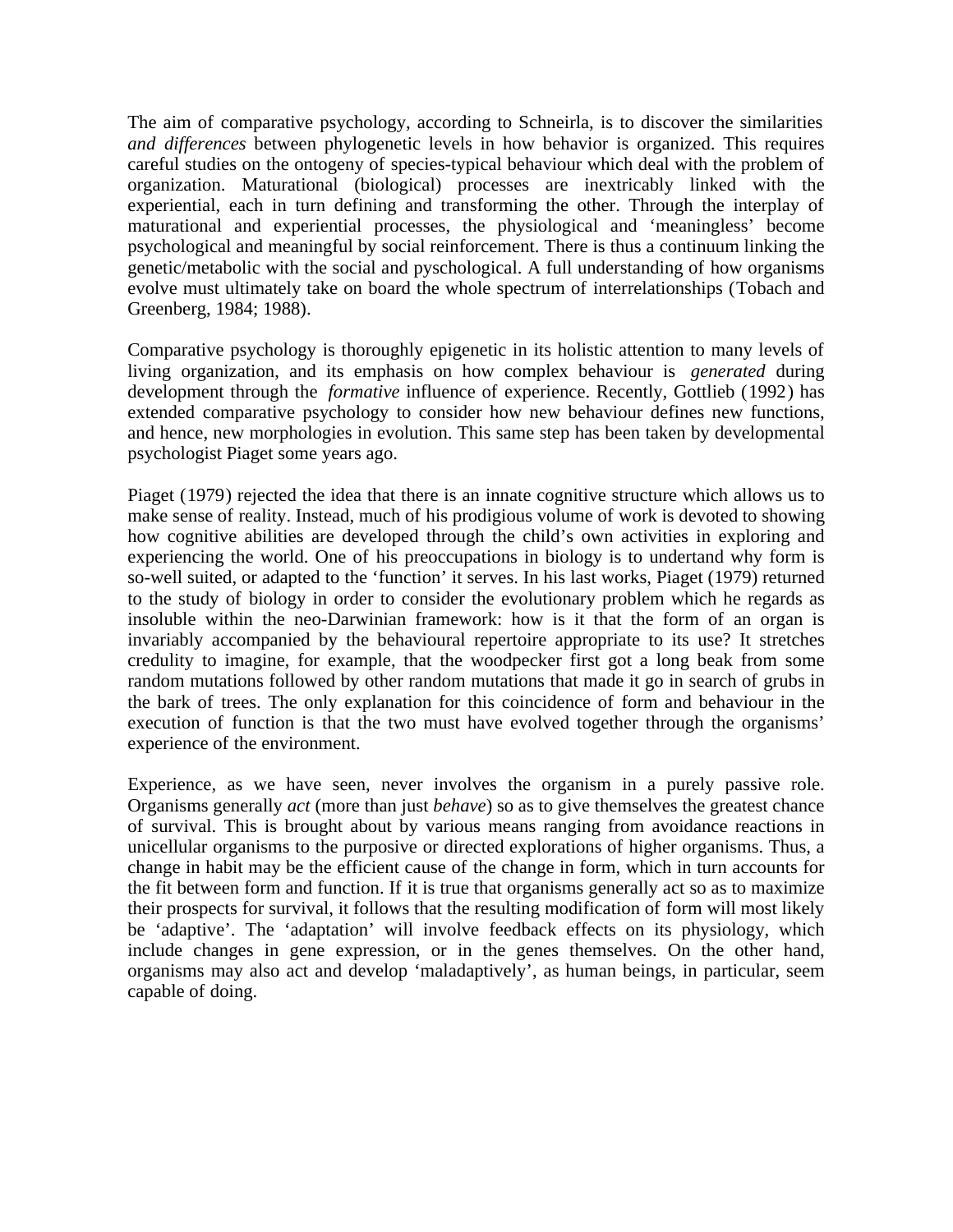The aim of comparative psychology, according to Schneirla, is to discover the similarities *and differences* between phylogenetic levels in how behavior is organized. This requires careful studies on the ontogeny of species-typical behaviour which deal with the problem of organization. Maturational (biological) processes are inextricably linked with the experiential, each in turn defining and transforming the other. Through the interplay of maturational and experiential processes, the physiological and 'meaningless' become psychological and meaningful by social reinforcement. There is thus a continuum linking the genetic/metabolic with the social and pyschological. A full understanding of how organisms evolve must ultimately take on board the whole spectrum of interrelationships (Tobach and Greenberg, 1984; 1988).

Comparative psychology is thoroughly epigenetic in its holistic attention to many levels of living organization, and its emphasis on how complex behaviour is *generated* during development through the *formative* influence of experience. Recently, Gottlieb (1992) has extended comparative psychology to consider how new behaviour defines new functions, and hence, new morphologies in evolution. This same step has been taken by developmental psychologist Piaget some years ago.

Piaget (1979) rejected the idea that there is an innate cognitive structure which allows us to make sense of reality. Instead, much of his prodigious volume of work is devoted to showing how cognitive abilities are developed through the child's own activities in exploring and experiencing the world. One of his preoccupations in biology is to undertand why form is so-well suited, or adapted to the 'function' it serves. In his last works, Piaget (1979) returned to the study of biology in order to consider the evolutionary problem which he regards as insoluble within the neo-Darwinian framework: how is it that the form of an organ is invariably accompanied by the behavioural repertoire appropriate to its use? It stretches credulity to imagine, for example, that the woodpecker first got a long beak from some random mutations followed by other random mutations that made it go in search of grubs in the bark of trees. The only explanation for this coincidence of form and behaviour in the execution of function is that the two must have evolved together through the organisms' experience of the environment.

Experience, as we have seen, never involves the organism in a purely passive role. Organisms generally *act* (more than just *behave*) so as to give themselves the greatest chance of survival. This is brought about by various means ranging from avoidance reactions in unicellular organisms to the purposive or directed explorations of higher organisms. Thus, a change in habit may be the efficient cause of the change in form, which in turn accounts for the fit between form and function. If it is true that organisms generally act so as to maximize their prospects for survival, it follows that the resulting modification of form will most likely be 'adaptive'. The 'adaptation' will involve feedback effects on its physiology, which include changes in gene expression, or in the genes themselves. On the other hand, organisms may also act and develop 'maladaptively', as human beings, in particular, seem capable of doing.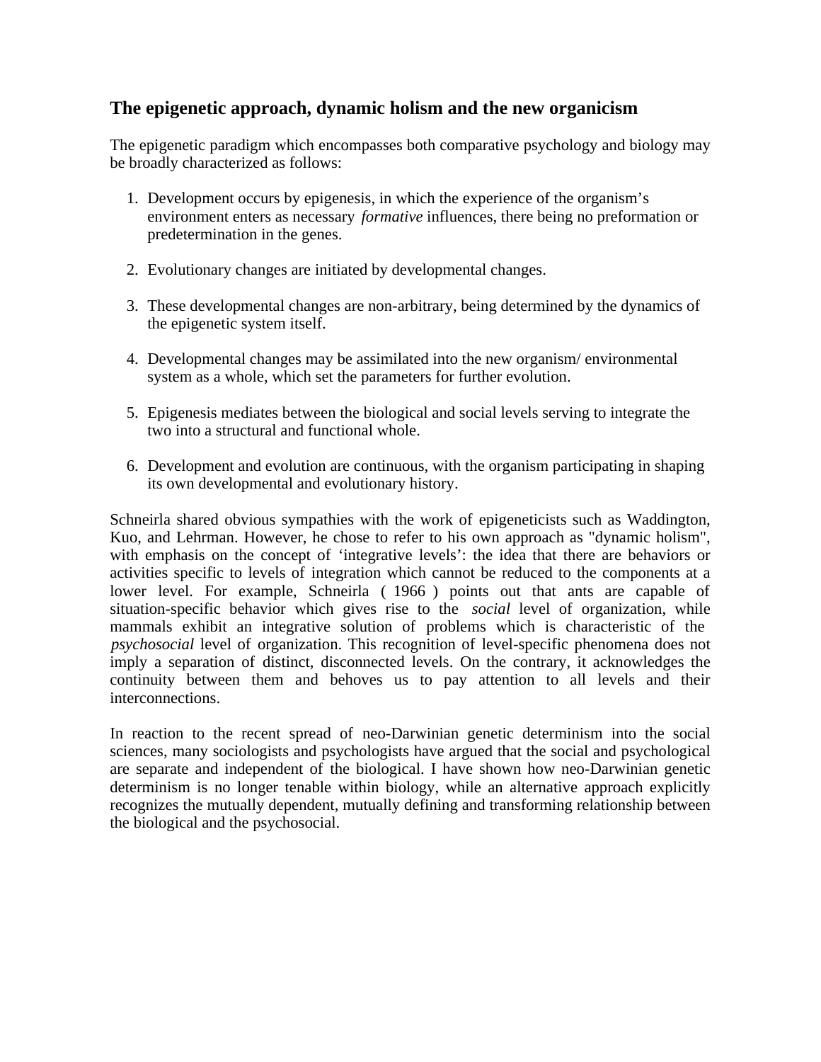## The epigenetic approach, dynamic holism and the new organicism

The epigenetic paradigm which encompasses both comparative psychology and biology may be broadly characterized as follows:

1. Development occurs by epigenesis, in which the experience of the organism's environment enters as necessary *formative* influences, there being no preformation or predetermination in the genes.

2. Evolutionary changes are initiated by developmental changes.

3. These developmental changes are non-arbitrary, being determined by the dynamics of the epigenetic system itself.

4. Developmental changes may be assimilated into the new organism/ environmental system as a whole, which set the parameters for further evolution.

5. Epigenesis mediates between the biological and social levels serving to integrate the two into a structural and functional whole.

6. Development and evolution are continuous, with the organism participating in shaping its own developmental and evolutionary history.

Schneirla shared obvious sympathies with the work of epigeneticists such as Waddington, Kuo, and Lehrman. However, he chose to refer to his own approach as "dynamic holism", with emphasis on the concept of 'integrative levels': the idea that there are behaviors or activities specific to levels of integration which cannot be reduced to the components at a lower level. For example, Schneirla ( 1966 ) points out that ants are capable of situation-specific behavior which gives rise to the *social* level of organization, while mammals exhibit an integrative solution of problems which is characteristic of the *psychosocial* level of organization. This recognition of level-specific phenomena does not imply a separation of distinct, disconnected levels. On the contrary, it acknowledges the continuity between them and behoves us to pay attention to all levels and their interconnections.

In reaction to the recent spread of neo-Darwinian genetic determinism into the social sciences, many sociologists and psychologists have argued that the social and psychological are separate and independent of the biological. I have shown how neo-Darwinian genetic determinism is no longer tenable within biology, while an alternative approach explicitly recognizes the mutually dependent, mutually defining and transforming relationship between the biological and the psychosocial.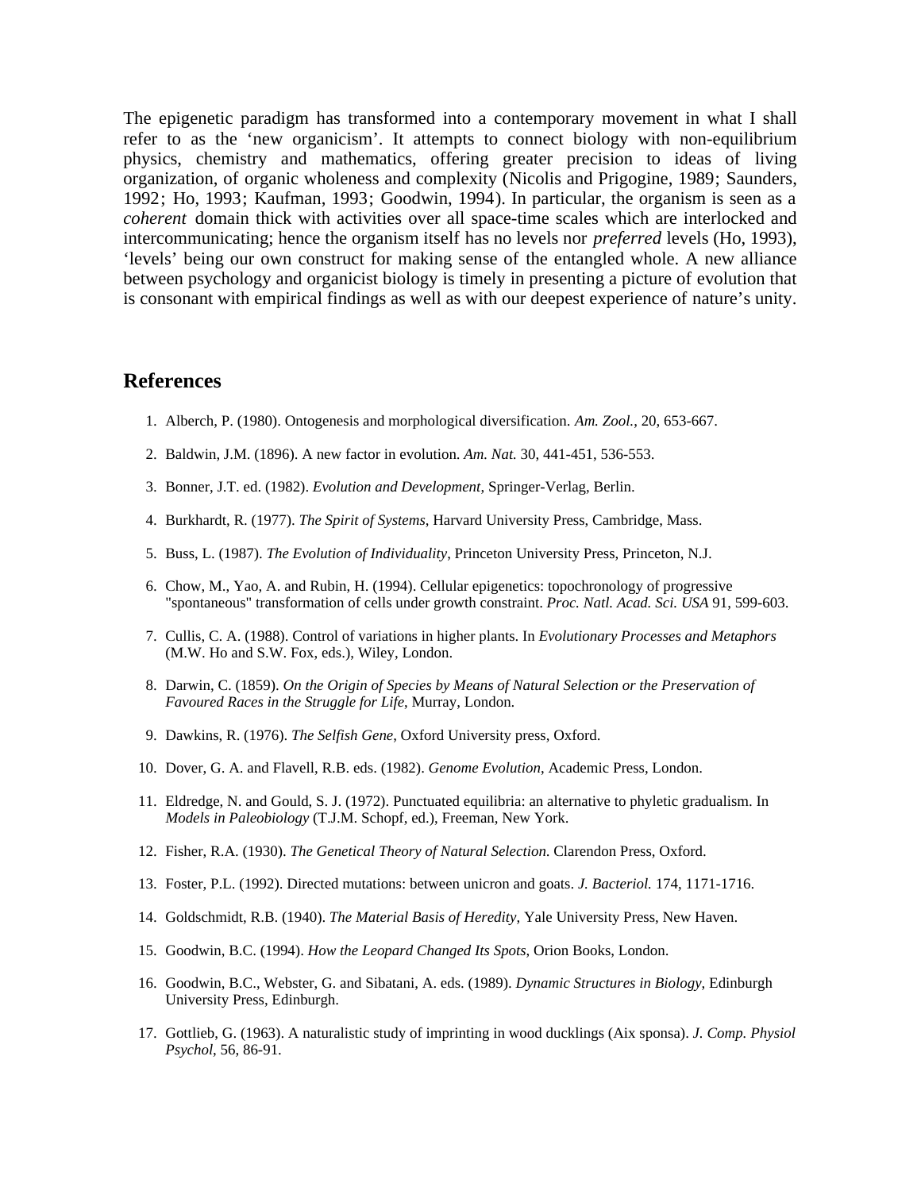The epigenetic paradigm has transformed into a contemporary movement in what I shall refer to as the 'new organicism'. It attempts to connect biology with non-equilibrium physics, chemistry and mathematics, offering greater precision to ideas of living organization, of organic wholeness and complexity (Nicolis and Prigogine, 1989; Saunders, 1992; Ho, 1993; Kaufman, 1993; Goodwin, 1994). In particular, the organism is seen as a *coherent* domain thick with activities over all space-time scales which are interlocked and intercommunicating; hence the organism itself has no levels nor *preferred* levels (Ho, 1993), 'levels' being our own construct for making sense of the entangled whole. A new alliance between psychology and organicist biology is timely in presenting a picture of evolution that is consonant with empirical findings as well as with our deepest experience of nature's unity.

## References

1. Alberch, P. (1980). Ontogenesis and morphological diversification. *Am. Zool.,* 20, 653-667.
2. Baldwin, J.M. (1896). A new factor in evolution. *Am. Nat.* 30, 441-451, 536-553.
3. Bonner, J.T. ed. (1982). *Evolution and Development*, Springer-Verlag, Berlin.
4. Burkhardt, R. (1977). *The Spirit of Systems*, Harvard University Press, Cambridge, Mass.
5. Buss, L. (1987). *The Evolution of Individuality*, Princeton University Press, Princeton, N.J.
6. Chow, M., Yao, A. and Rubin, H. (1994). Cellular epigenetics: topochronology of progressive "spontaneous" transformation of cells under growth constraint. *Proc. Natl. Acad. Sci. USA* 91, 599-603.
7. Cullis, C. A. (1988). Control of variations in higher plants. In *Evolutionary Processes and Metaphors* (M.W. Ho and S.W. Fox, eds.), Wiley, London.
8. Darwin, C. (1859). *On the Origin of Species by Means of Natural Selection or the Preservation of Favoured Races in the Struggle for Life*, Murray, London.
9. Dawkins, R. (1976). *The Selfish Gene*, Oxford University press, Oxford.
10. Dover, G. A. and Flavell, R.B. eds. (1982). *Genome Evolution*, Academic Press, London.
11. Eldredge, N. and Gould, S. J. (1972). Punctuated equilibria: an alternative to phyletic gradualism. In *Models in Paleobiology* (T.J.M. Schopf, ed.), Freeman, New York.
12. Fisher, R.A. (1930). *The Genetical Theory of Natural Selection.* Clarendon Press, Oxford.
13. Foster, P.L. (1992). Directed mutations: between unicron and goats. *J. Bacteriol.* 174, 1171-1716.
14. Goldschmidt, R.B. (1940). *The Material Basis of Heredity,* Yale University Press, New Haven.
15. Goodwin, B.C. (1994). *How the Leopard Changed Its Spots,* Orion Books, London.
16. Goodwin, B.C., Webster, G. and Sibatani, A. eds. (1989). *Dynamic Structures in Biology*, Edinburgh University Press, Edinburgh.
17. Gottlieb, G. (1963). A naturalistic study of imprinting in wood ducklings (Aix sponsa). *J. Comp. Physiol Psychol,* 56, 86-91.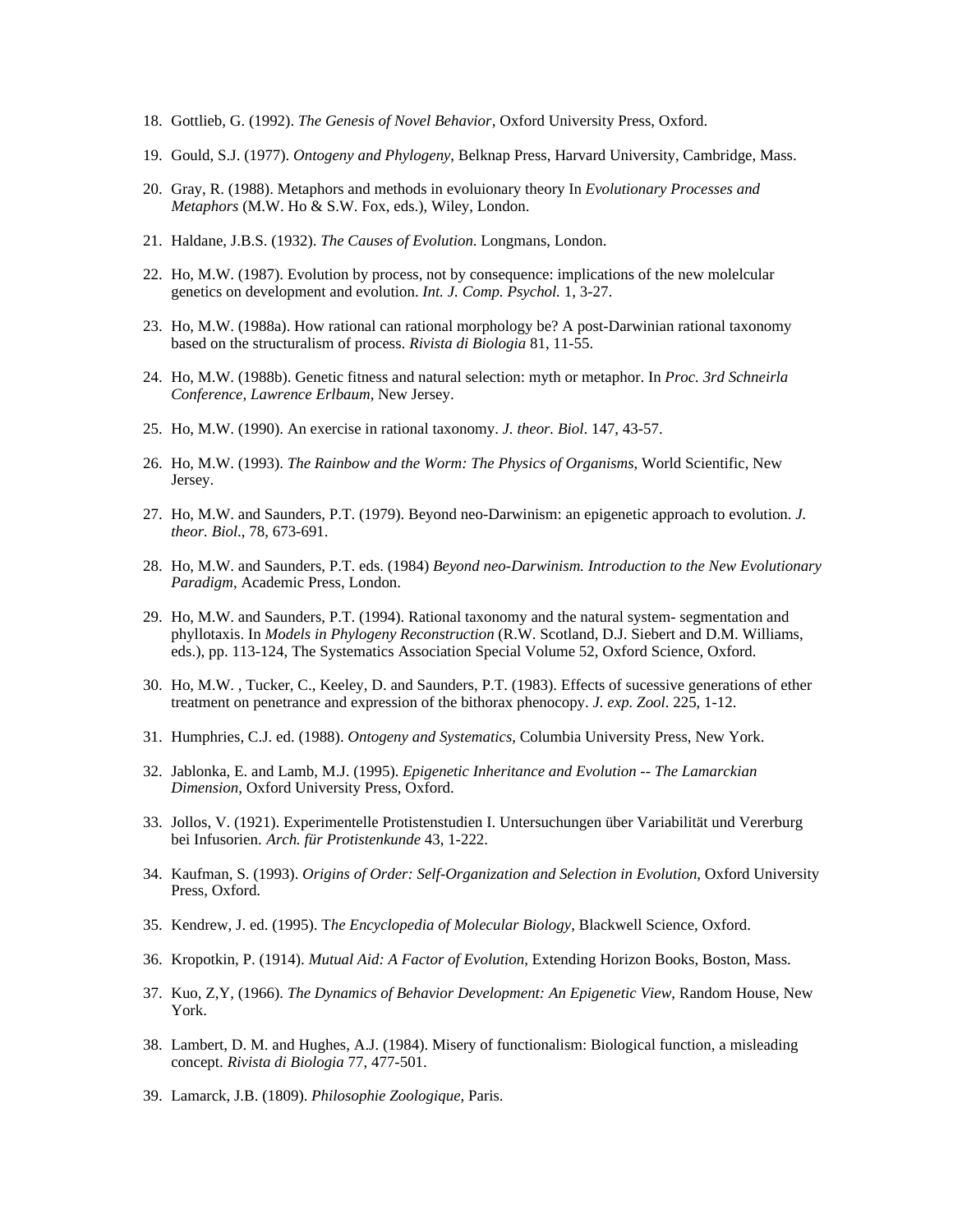18. Gottlieb, G. (1992). *The Genesis of Novel Behavior*, Oxford University Press, Oxford.

19. Gould, S.J. (1977). *Ontogeny and Phylogeny*, Belknap Press, Harvard University, Cambridge, Mass.

20. Gray, R. (1988). Metaphors and methods in evoluionary theory In *Evolutionary Processes and Metaphors* (M.W. Ho & S.W. Fox, eds.), Wiley, London.

21. Haldane, J.B.S. (1932). *The Causes of Evolution*. Longmans, London.

22. Ho, M.W. (1987). Evolution by process, not by consequence: implications of the new molelcular genetics on development and evolution. *Int. J. Comp. Psychol.* 1, 3-27.

23. Ho, M.W. (1988a). How rational can rational morphology be? A post-Darwinian rational taxonomy based on the structuralism of process. *Rivista di Biologia* 81, 11-55.

24. Ho, M.W. (1988b). Genetic fitness and natural selection: myth or metaphor. In *Proc. 3rd Schneirla Conference, Lawrence Erlbaum*, New Jersey.

25. Ho, M.W. (1990). An exercise in rational taxonomy. *J. theor. Biol*. 147, 43-57.

26. Ho, M.W. (1993). *The Rainbow and the Worm: The Physics of Organisms*, World Scientific, New Jersey.

27. Ho, M.W. and Saunders, P.T. (1979). Beyond neo-Darwinism: an epigenetic approach to evolution. *J. theor. Biol.*, 78, 673-691.

28. Ho, M.W. and Saunders, P.T. eds. (1984) *Beyond neo-Darwinism. Introduction to the New Evolutionary Paradigm*, Academic Press, London.

29. Ho, M.W. and Saunders, P.T. (1994). Rational taxonomy and the natural system- segmentation and phyllotaxis. In *Models in Phylogeny Reconstruction* (R.W. Scotland, D.J. Siebert and D.M. Williams, eds.), pp. 113-124, The Systematics Association Special Volume 52, Oxford Science, Oxford.

30. Ho, M.W. , Tucker, C., Keeley, D. and Saunders, P.T. (1983). Effects of sucessive generations of ether treatment on penetrance and expression of the bithorax phenocopy. *J. exp. Zool*. 225, 1-12.

31. Humphries, C.J. ed. (1988). *Ontogeny and Systematics*, Columbia University Press, New York.

32. Jablonka, E. and Lamb, M.J. (1995). *Epigenetic Inheritance and Evolution -- The Lamarckian Dimension*, Oxford University Press, Oxford.

33. Jollos, V. (1921). Experimentelle Protistenstudien I. Untersuchungen über Variabilität und Vererburg bei Infusorien. *Arch. für Protistenkunde* 43, 1-222.

34. Kaufman, S. (1993). *Origins of Order: Self-Organization and Selection in Evolution*, Oxford University Press, Oxford.

35. Kendrew, J. ed. (1995). T*he Encyclopedia of Molecular Biology*, Blackwell Science, Oxford.

36. Kropotkin, P. (1914). *Mutual Aid: A Factor of Evolution*, Extending Horizon Books, Boston, Mass.

37. Kuo, Z,Y, (1966). *The Dynamics of Behavior Development: An Epigenetic View*, Random House, New York.

38. Lambert, D. M. and Hughes, A.J. (1984). Misery of functionalism: Biological function, a misleading concept. *Rivista di Biologia* 77, 477-501.

39. Lamarck, J.B. (1809). *Philosophie Zoologique*, Paris.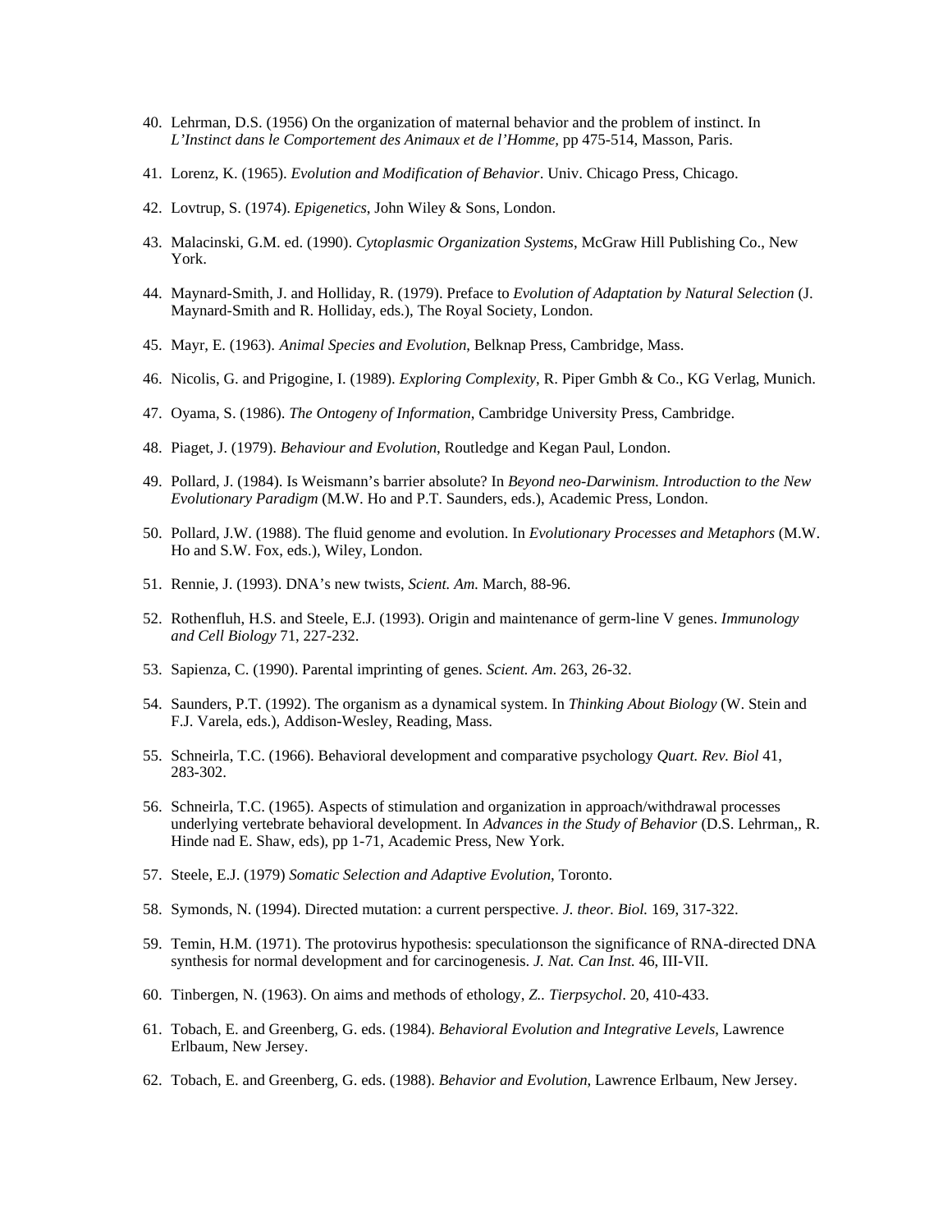40. Lehrman, D.S. (1956) On the organization of maternal behavior and the problem of instinct. In *L'Instinct dans le Comportement des Animaux et de l'Homme,* pp 475-514, Masson, Paris.

41. Lorenz, K. (1965). *Evolution and Modification of Behavior*. Univ. Chicago Press, Chicago.

42. Lovtrup, S. (1974). *Epigenetics*, John Wiley & Sons, London.

43. Malacinski, G.M. ed. (1990). *Cytoplasmic Organization Systems,* McGraw Hill Publishing Co., New York.

44. Maynard-Smith, J. and Holliday, R. (1979). Preface to *Evolution of Adaptation by Natural Selection* (J. Maynard-Smith and R. Holliday, eds.), The Royal Society, London.

45. Mayr, E. (1963). *Animal Species and Evolution*, Belknap Press, Cambridge, Mass.

46. Nicolis, G. and Prigogine, I. (1989). *Exploring Complexity*, R. Piper Gmbh & Co., KG Verlag, Munich.

47. Oyama, S. (1986). *The Ontogeny of Information*, Cambridge University Press, Cambridge.

48. Piaget, J. (1979). *Behaviour and Evolution*, Routledge and Kegan Paul, London.

49. Pollard, J. (1984). Is Weismann's barrier absolute? In *Beyond neo-Darwinism. Introduction to the New Evolutionary Paradigm* (M.W. Ho and P.T. Saunders, eds.), Academic Press, London.

50. Pollard, J.W. (1988). The fluid genome and evolution. In *Evolutionary Processes and Metaphors* (M.W. Ho and S.W. Fox, eds.), Wiley, London.

51. Rennie, J. (1993). DNA's new twists, *Scient. Am.* March, 88-96.

52. Rothenfluh, H.S. and Steele, E.J. (1993). Origin and maintenance of germ-line V genes. *Immunology and Cell Biology* 71, 227-232.

53. Sapienza, C. (1990). Parental imprinting of genes. *Scient. Am*. 263, 26-32.

54. Saunders, P.T. (1992). The organism as a dynamical system. In *Thinking About Biology* (W. Stein and F.J. Varela, eds.), Addison-Wesley, Reading, Mass.

55. Schneirla, T.C. (1966). Behavioral development and comparative psychology *Quart. Rev. Biol* 41, 283-302.

56. Schneirla, T.C. (1965). Aspects of stimulation and organization in approach/withdrawal processes underlying vertebrate behavioral development. In *Advances in the Study of Behavior* (D.S. Lehrman,, R. Hinde nad E. Shaw, eds), pp 1-71, Academic Press, New York.

57. Steele, E.J. (1979) *Somatic Selection and Adaptive Evolution,* Toronto.

58. Symonds, N. (1994). Directed mutation: a current perspective. *J. theor. Biol.* 169, 317-322.

59. Temin, H.M. (1971). The protovirus hypothesis: speculationson the significance of RNA-directed DNA synthesis for normal development and for carcinogenesis. *J. Nat. Can Inst.* 46, III-VII.

60. Tinbergen, N. (1963). On aims and methods of ethology, *Z.. Tierpsychol*. 20, 410-433.

61. Tobach, E. and Greenberg, G. eds. (1984). *Behavioral Evolution and Integrative Levels*, Lawrence Erlbaum, New Jersey.

62. Tobach, E. and Greenberg, G. eds. (1988). *Behavior and Evolution*, Lawrence Erlbaum, New Jersey.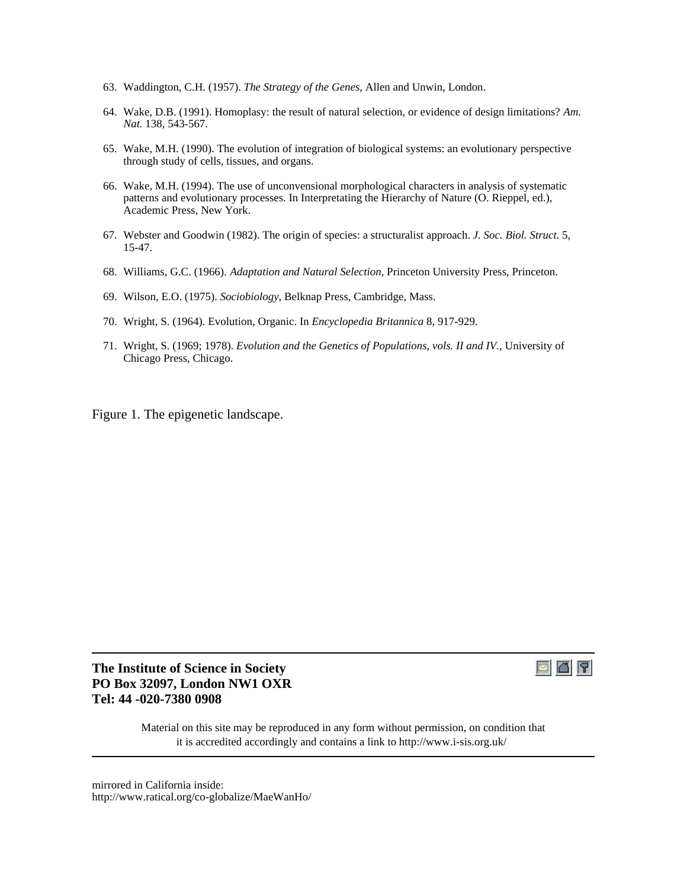63. Waddington, C.H. (1957). *The Strategy of the Genes*, Allen and Unwin, London.

64. Wake, D.B. (1991). Homoplasy: the result of natural selection, or evidence of design limitations? *Am. Nat.* 138, 543-567.

65. Wake, M.H. (1990). The evolution of integration of biological systems: an evolutionary perspective through study of cells, tissues, and organs.

66. Wake, M.H. (1994). The use of unconvensional morphological characters in analysis of systematic patterns and evolutionary processes. In Interpretating the Hierarchy of Nature (O. Rieppel, ed.), Academic Press, New York.

67. Webster and Goodwin (1982). The origin of species: a structuralist approach. *J. Soc. Biol. Struct.* 5, 15-47.

68. Williams, G.C. (1966). *Adaptation and Natural Selection*, Princeton University Press, Princeton.

69. Wilson, E.O. (1975). *Sociobiology*, Belknap Press, Cambridge, Mass.

70. Wright, S. (1964). Evolution, Organic. In *Encyclopedia Britannica* 8, 917-929.

71. Wright, S. (1969; 1978). *Evolution and the Genetics of Populations, vols. II and IV.*, University of Chicago Press, Chicago.

Figure 1. The epigenetic landscape.

---

**The Institute of Science in Society**
**PO Box 32097, London NW1 OXR**
**Tel: 44 -020-7380 0908**

Material on this site may be reproduced in any form without permission, on condition that it is accredited accordingly and contains a link to http://www.i-sis.org.uk/

---

mirrored in California inside:
http://www.ratical.org/co-globalize/MaeWanHo/